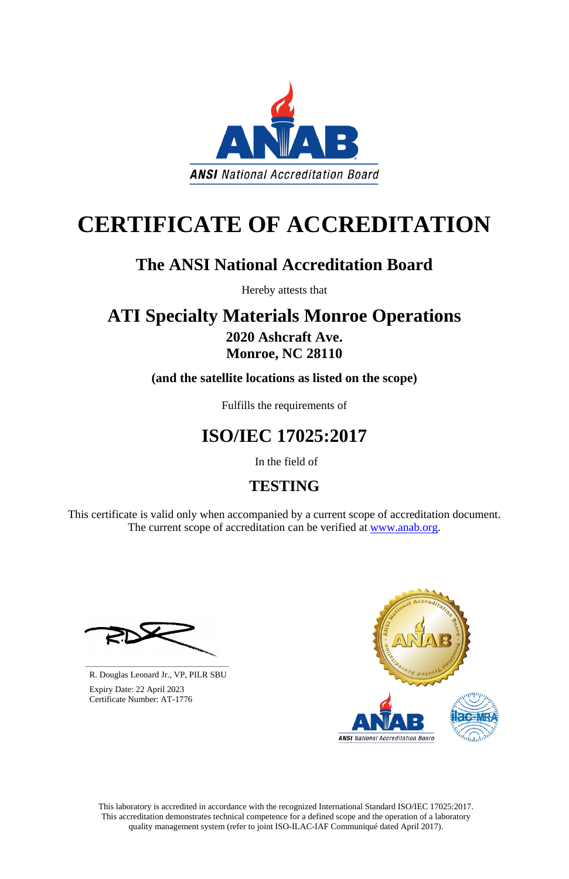ANSI National Accreditation Board

# CERTIFICATE OF ACCREDITATION

## The ANSI National Accreditation Board

Hereby attests that

## ATI Specialty Materials Monroe Operations

**2020 Ashcraft Ave.**
**Monroe, NC 28110**

**(and the satellite locations as listed on the scope)**

Fulfills the requirements of

## ISO/IEC 17025:2017

In the field of

## TESTING

This certificate is valid only when accompanied by a current scope of accreditation document.
The current scope of accreditation can be verified at www.anab.org.

R. Douglas Leonard Jr., VP, PILR SBU

Expiry Date: 22 April 2023
Certificate Number: AT-1776

This laboratory is accredited in accordance with the recognized International Standard ISO/IEC 17025:2017.
This accreditation demonstrates technical competence for a defined scope and the operation of a laboratory quality management system (refer to joint ISO-ILAC-IAF Communiqué dated April 2017).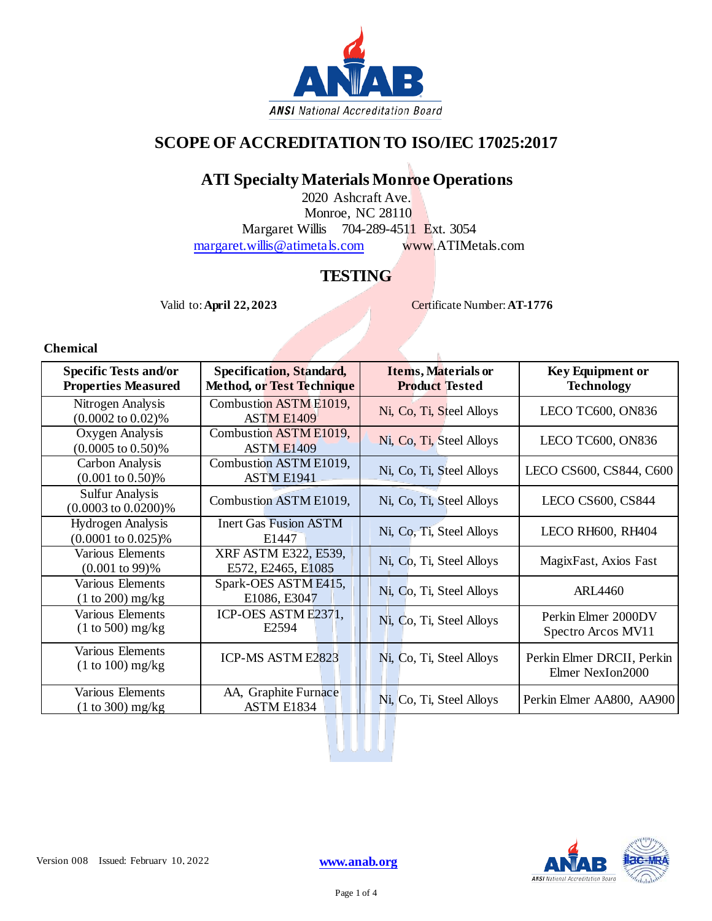# SCOPE OF ACCREDITATION TO ISO/IEC 17025:2017

## ATI Specialty Materials Monroe Operations

2020 Ashcraft Ave.
Monroe, NC 28110
Margaret Willis 704-289-4511 Ext. 3054
margaret.willis@atimetals.com www.ATIMetals.com

## TESTING

Valid to: **April 22, 2023** Certificate Number: **AT-1776**

**Chemical**

| Specific Tests and/or Properties Measured | Specification, Standard, Method, or Test Technique | Items, Materials or Product Tested | Key Equipment or Technology |
|---|---|---|---|
| Nitrogen Analysis (0.0002 to 0.02)% | Combustion ASTM E1019, ASTM E1409 | Ni, Co, Ti, Steel Alloys | LECO TC600, ON836 |
| Oxygen Analysis (0.0005 to 0.50)% | Combustion ASTM E1019, ASTM E1409 | Ni, Co, Ti, Steel Alloys | LECO TC600, ON836 |
| Carbon Analysis (0.001 to 0.50)% | Combustion ASTM E1019, ASTM E1941 | Ni, Co, Ti, Steel Alloys | LECO CS600, CS844, C600 |
| Sulfur Analysis (0.0003 to 0.0200)% | Combustion ASTM E1019, | Ni, Co, Ti, Steel Alloys | LECO CS600, CS844 |
| Hydrogen Analysis (0.0001 to 0.025)% | Inert Gas Fusion ASTM E1447 | Ni, Co, Ti, Steel Alloys | LECO RH600, RH404 |
| Various Elements (0.001 to 99)% | XRF ASTM E322, E539, E572, E2465, E1085 | Ni, Co, Ti, Steel Alloys | MagixFast, Axios Fast |
| Various Elements (1 to 200) mg/kg | Spark-OES ASTM E415, E1086, E3047 | Ni, Co, Ti, Steel Alloys | ARL4460 |
| Various Elements (1 to 500) mg/kg | ICP-OES ASTM E2371, E2594 | Ni, Co, Ti, Steel Alloys | Perkin Elmer 2000DV Spectro Arcos MV11 |
| Various Elements (1 to 100) mg/kg | ICP-MS ASTM E2823 | Ni, Co, Ti, Steel Alloys | Perkin Elmer DRCII, Perkin Elmer NexIon2000 |
| Various Elements (1 to 300) mg/kg | AA, Graphite Furnace ASTM E1834 | Ni, Co, Ti, Steel Alloys | Perkin Elmer AA800, AA900 |

Version 008 Issued: February 10, 2022 www.anab.org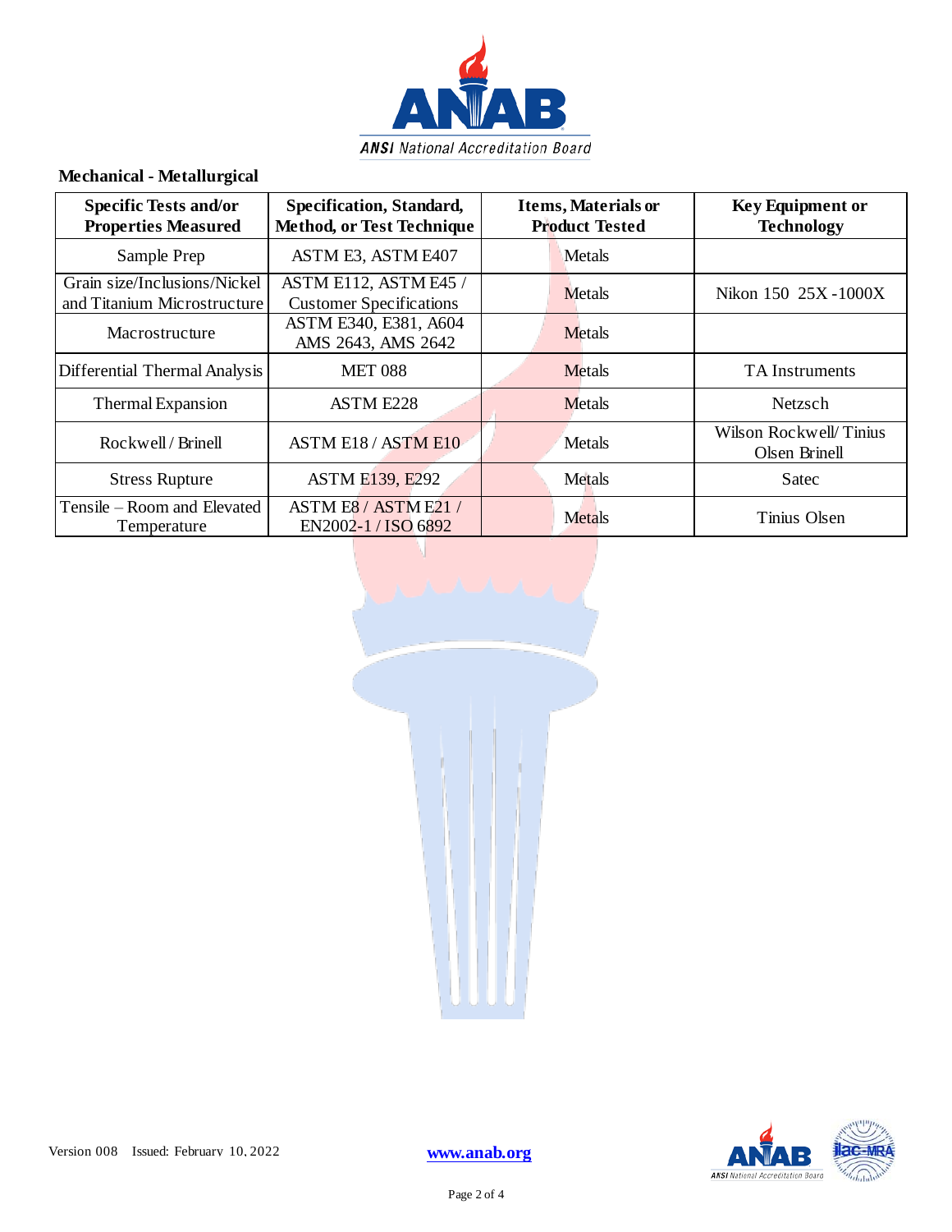## Mechanical - Metallurgical

| Specific Tests and/or Properties Measured | Specification, Standard, Method, or Test Technique | Items, Materials or Product Tested | Key Equipment or Technology |
|---|---|---|---|
| Sample Prep | ASTM E3, ASTM E407 | Metals | |
| Grain size/Inclusions/Nickel and Titanium Microstructure | ASTM E112, ASTM E45 / Customer Specifications | Metals | Nikon 150 25X -1000X |
| Macrostructure | ASTM E340, E381, A604 AMS 2643, AMS 2642 | Metals | |
| Differential Thermal Analysis | MET 088 | Metals | TA Instruments |
| Thermal Expansion | ASTM E228 | Metals | Netzsch |
| Rockwell / Brinell | ASTM E18 / ASTM E10 | Metals | Wilson Rockwell/ Tinius Olsen Brinell |
| Stress Rupture | ASTM E139, E292 | Metals | Satec |
| Tensile – Room and Elevated Temperature | ASTM E8 / ASTM E21 / EN2002-1 / ISO 6892 | Metals | Tinius Olsen |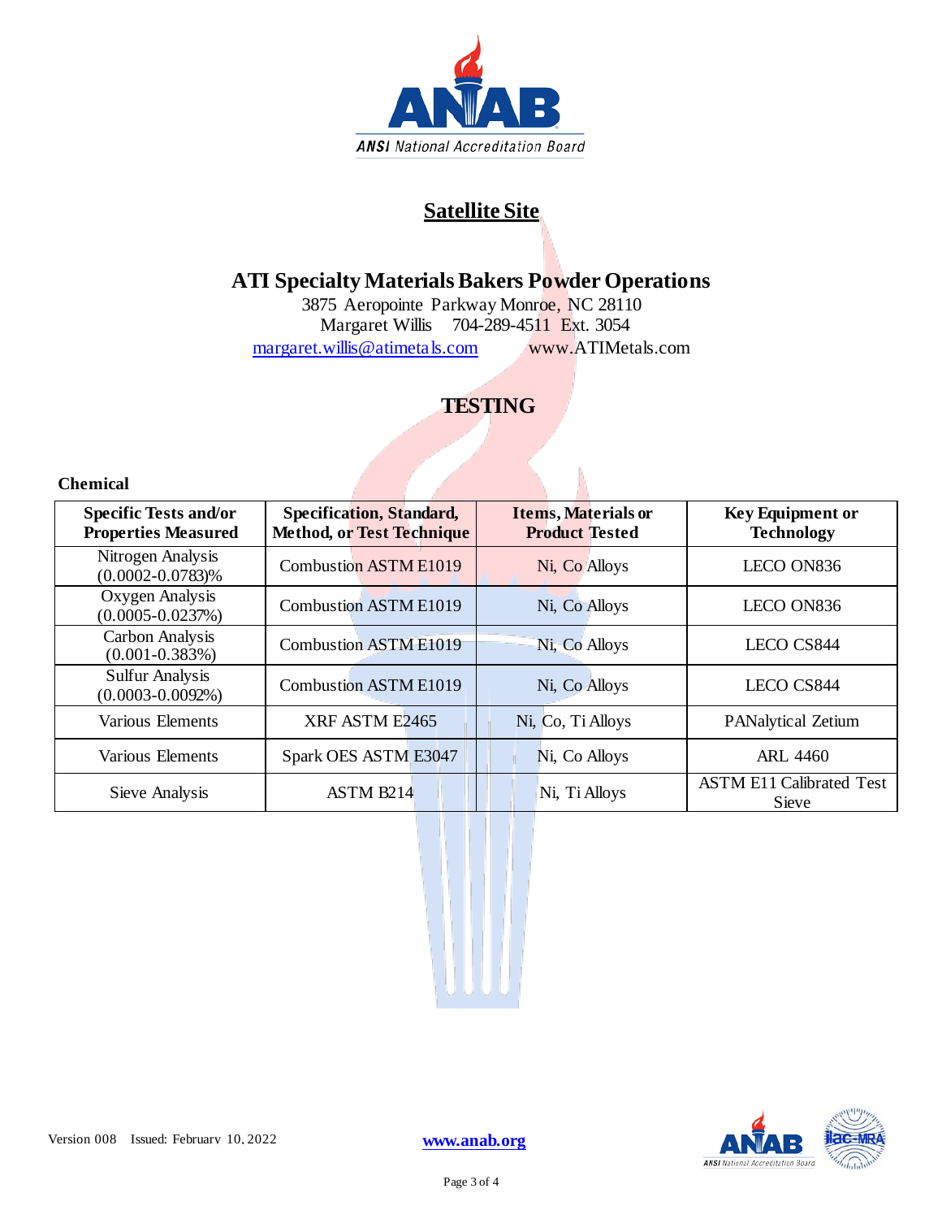## Satellite Site

### ATI Specialty Materials Bakers Powder Operations

3875 Aeropointe Parkway Monroe, NC 28110
Margaret Willis 704-289-4511 Ext. 3054
margaret.willis@atimetals.com www.ATIMetals.com

## TESTING

**Chemical**

| Specific Tests and/or Properties Measured | Specification, Standard, Method, or Test Technique | Items, Materials or Product Tested | Key Equipment or Technology |
|---|---|---|---|
| Nitrogen Analysis (0.0002-0.0783)% | Combustion ASTM E1019 | Ni, Co Alloys | LECO ON836 |
| Oxygen Analysis (0.0005-0.0237%) | Combustion ASTM E1019 | Ni, Co Alloys | LECO ON836 |
| Carbon Analysis (0.001-0.383%) | Combustion ASTM E1019 | Ni, Co Alloys | LECO CS844 |
| Sulfur Analysis (0.0003-0.0092%) | Combustion ASTM E1019 | Ni, Co Alloys | LECO CS844 |
| Various Elements | XRF ASTM E2465 | Ni, Co, Ti Alloys | PANalytical Zetium |
| Various Elements | Spark OES ASTM E3047 | Ni, Co Alloys | ARL 4460 |
| Sieve Analysis | ASTM B214 | Ni, Ti Alloys | ASTM E11 Calibrated Test Sieve |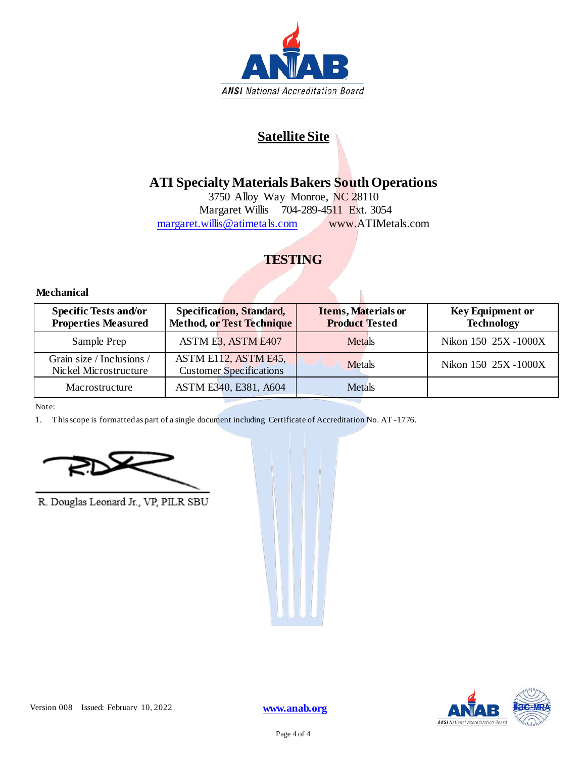## Satellite Site

### ATI Specialty Materials Bakers South Operations

3750 Alloy Way Monroe, NC 28110
Margaret Willis 704-289-4511 Ext. 3054
margaret.willis@atimetals.com www.ATIMetals.com

## TESTING

**Mechanical**

| Specific Tests and/or Properties Measured | Specification, Standard, Method, or Test Technique | Items, Materials or Product Tested | Key Equipment or Technology |
|---|---|---|---|
| Sample Prep | ASTM E3, ASTM E407 | Metals | Nikon 150 25X -1000X |
| Grain size / Inclusions / Nickel Microstructure | ASTM E112, ASTM E45, Customer Specifications | Metals | Nikon 150 25X -1000X |
| Macrostructure | ASTM E340, E381, A604 | Metals | |

Note:

1. This scope is formatted as part of a single document including Certificate of Accreditation No. AT -1776.

R. Douglas Leonard Jr., VP, PILR SBU

Version 008 Issued: February 10, 2022

www.anab.org